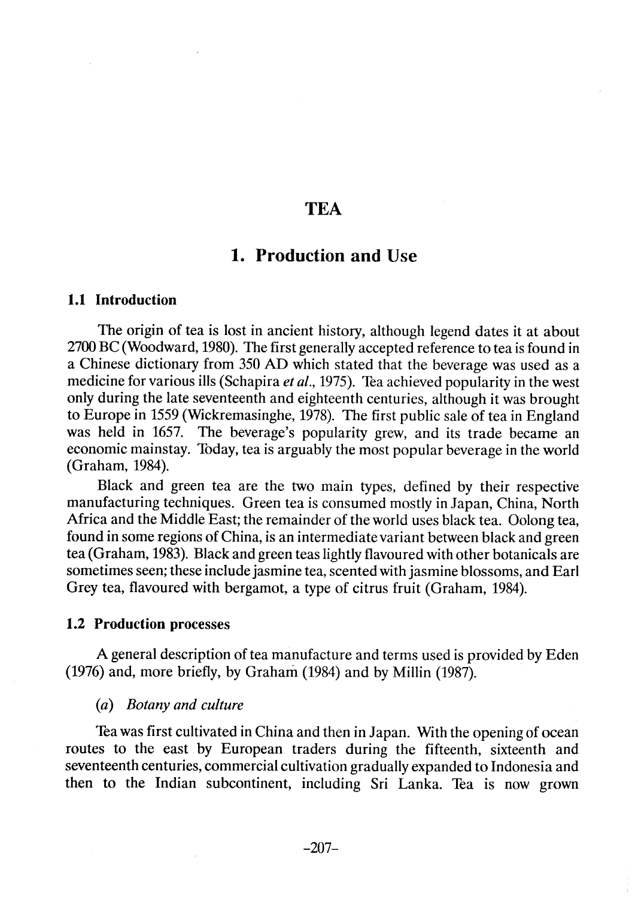# TEA

## 1. Production and Use

### 1.1 Introduction

The origin of tea is lost in ancient history, although legend dates it at about 2700 BC (Woodward, 1980). The first generally accepted reference to tea is found in a Chinese dictionary from 350 AD which stated that the beverage was used as a medicine for various ills (Schapira *et al.*, 1975). Tea achieved popularity in the west only during the late seventeenth and eighteenth centuries, although it was brought to Europe in 1559 (Wickremasinghe, 1978). The first public sale of tea in England was held in 1657. The beverage's popularity grew, and its trade became an economic mainstay. Today, tea is arguably the most popular beverage in the world (Graham, 1984).

Black and green tea are the two main types, defined by their respective manufacturing techniques. Green tea is consumed mostly in Japan, China, North Africa and the Middle East; the remainder of the world uses black tea. Oolong tea, found in some regions of China, is an intermediate variant between black and green tea (Graham, 1983). Black and green teas lightly flavoured with other botanicals are sometimes seen; these include jasmine tea, scented with jasmine blossoms, and Earl Grey tea, flavoured with bergamot, a type of citrus fruit (Graham, 1984).

### 1.2 Production processes

A general description of tea manufacture and terms used is provided by Eden (1976) and, more briefly, by Graham (1984) and by Millin (1987).

#### (*a*) *Botany and culture*

Tea was first cultivated in China and then in Japan. With the opening of ocean routes to the east by European traders during the fifteenth, sixteenth and seventeenth centuries, commercial cultivation gradually expanded to Indonesia and then to the Indian subcontinent, including Sri Lanka. Tea is now grown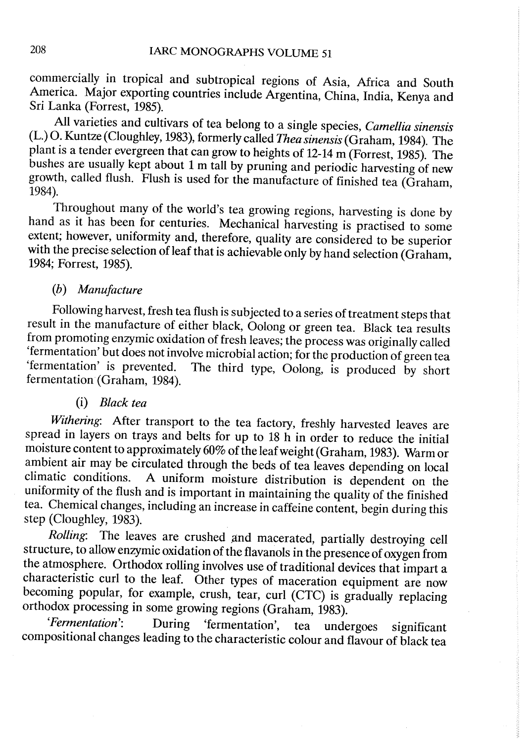commercially in tropical and subtropical regions of Asia, Africa and South America. Major exporting countries include Argentina, China, India, Kenya and Sri Lanka (Forrest, 1985).

All varieties and cultivars of tea belong to a single species, *Camellia sinensis* (L.) O. Kuntze (Cloughley, 1983), formerly called *Thea sinensis* (Graham, 1984). The plant is a tender evergreen that can grow to heights of 12-14 m (Forrest, 1985). The bushes are usually kept about 1 m tall by pruning and periodic harvesting of new growth, called flush. Flush is used for the manufacture of finished tea (Graham, 1984).

Throughout many of the world's tea growing regions, harvesting is done by hand as it has been for centuries. Mechanical harvesting is practised to some extent; however, uniformity and, therefore, quality are considered to be superior with the precise selection of leaf that is achievable only by hand selection (Graham, 1984; Forrest, 1985).

### (*b*) *Manufacture*

Following harvest, fresh tea flush is subjected to a series of treatment steps that result in the manufacture of either black, Oolong or green tea. Black tea results from promoting enzymic oxidation of fresh leaves; the process was originally called 'fermentation' but does not involve microbial action; for the production of green tea 'fermentation' is prevented. The third type, Oolong, is produced by short fermentation (Graham, 1984).

#### (i) *Black tea*

*Withering*: After transport to the tea factory, freshly harvested leaves are spread in layers on trays and belts for up to 18 h in order to reduce the initial moisture content to approximately 60% of the leaf weight (Graham, 1983). Warm or ambient air may be circulated through the beds of tea leaves depending on local climatic conditions. A uniform moisture distribution is dependent on the uniformity of the flush and is important in maintaining the quality of the finished tea. Chemical changes, including an increase in caffeine content, begin during this step (Cloughley, 1983).

*Rolling*: The leaves are crushed and macerated, partially destroying cell structure, to allow enzymic oxidation of the flavanols in the presence of oxygen from the atmosphere. Orthodox rolling involves use of traditional devices that impart a characteristic curl to the leaf. Other types of maceration equipment are now becoming popular, for example, crush, tear, curl (CTC) is gradually replacing orthodox processing in some growing regions (Graham, 1983).

*'Fermentation'*: During 'fermentation', tea undergoes significant compositional changes leading to the characteristic colour and flavour of black tea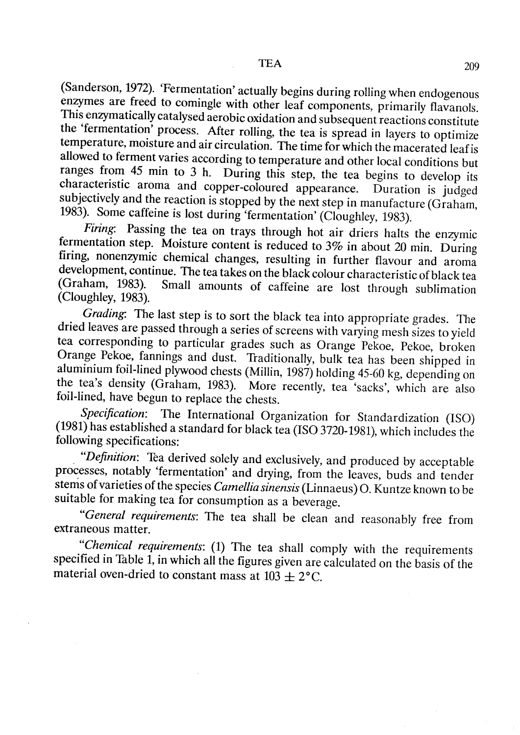(Sanderson, 1972). 'Fermentation' actually begins during rolling when endogenous enzymes are freed to comingle with other leaf components, primarily flavanols. This enzymatically catalysed aerobic oxidation and subsequent reactions constitute the 'fermentation' process. After rolling, the tea is spread in layers to optimize temperature, moisture and air circulation. The time for which the macerated leaf is allowed to ferment varies according to temperature and other local conditions but ranges from 45 min to 3 h. During this step, the tea begins to develop its characteristic aroma and copper-coloured appearance. Duration is judged subjectively and the reaction is stopped by the next step in manufacture (Graham, 1983). Some caffeine is lost during 'fermentation' (Cloughley, 1983).

*Firing*: Passing the tea on trays through hot air driers halts the enzymic fermentation step. Moisture content is reduced to 3% in about 20 min. During firing, nonenzymic chemical changes, resulting in further flavour and aroma development, continue. The tea takes on the black colour characteristic of black tea (Graham, 1983). Small amounts of caffeine are lost through sublimation (Cloughley, 1983).

*Grading*: The last step is to sort the black tea into appropriate grades. The dried leaves are passed through a series of screens with varying mesh sizes to yield tea corresponding to particular grades such as Orange Pekoe, Pekoe, broken Orange Pekoe, fannings and dust. Traditionally, bulk tea has been shipped in aluminium foil-lined plywood chests (Millin, 1987) holding 45-60 kg, depending on the tea's density (Graham, 1983). More recently, tea 'sacks', which are also foil-lined, have begun to replace the chests.

*Specification*: The International Organization for Standardization (ISO) (1981) has established a standard for black tea (ISO 3720-1981), which includes the following specifications:

"*Definition*: Tea derived solely and exclusively, and produced by acceptable processes, notably 'fermentation' and drying, from the leaves, buds and tender stems of varieties of the species *Camellia sinensis* (Linnaeus) O. Kuntze known to be suitable for making tea for consumption as a beverage.

"*General requirements*: The tea shall be clean and reasonably free from extraneous matter.

"*Chemical requirements*: (1) The tea shall comply with the requirements specified in Table 1, in which all the figures given are calculated on the basis of the material oven-dried to constant mass at $103 \pm 2$°C.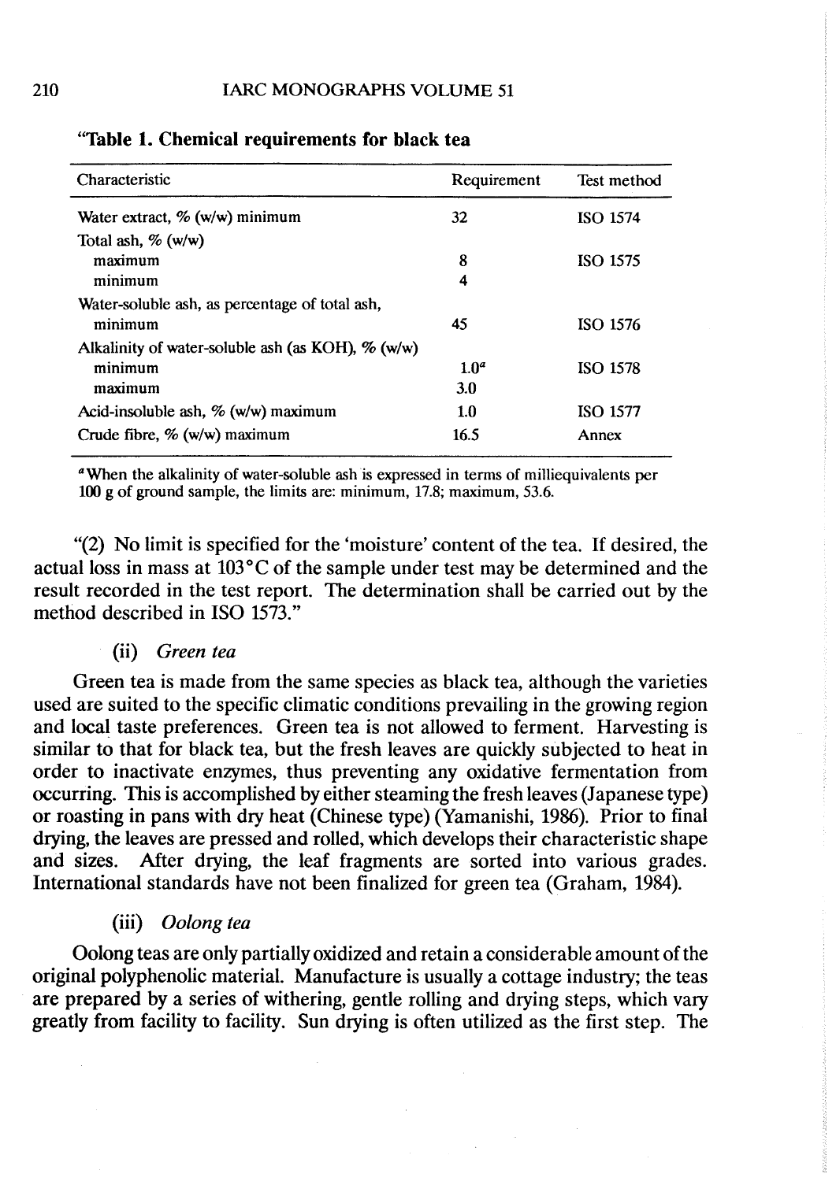"**Table 1. Chemical requirements for black tea**

| Characteristic | Requirement | Test method |
|---|---|---|
| Water extract, % (w/w) minimum | 32 | ISO 1574 |
| Total ash, % (w/w) | | |
| maximum | 8 | ISO 1575 |
| minimum | 4 | |
| Water-soluble ash, as percentage of total ash, minimum | 45 | ISO 1576 |
| Alkalinity of water-soluble ash (as KOH), % (w/w) | | |
| minimum | 1.0[a] | ISO 1578 |
| maximum | 3.0 | |
| Acid-insoluble ash, % (w/w) maximum | 1.0 | ISO 1577 |
| Crude fibre, % (w/w) maximum | 16.5 | Annex |

[a]When the alkalinity of water-soluble ash is expressed in terms of milliequivalents per 100 g of ground sample, the limits are: minimum, 17.8; maximum, 53.6.

"(2) No limit is specified for the 'moisture' content of the tea. If desired, the actual loss in mass at 103°C of the sample under test may be determined and the result recorded in the test report. The determination shall be carried out by the method described in ISO 1573."

(ii) *Green tea*

Green tea is made from the same species as black tea, although the varieties used are suited to the specific climatic conditions prevailing in the growing region and local taste preferences. Green tea is not allowed to ferment. Harvesting is similar to that for black tea, but the fresh leaves are quickly subjected to heat in order to inactivate enzymes, thus preventing any oxidative fermentation from occurring. This is accomplished by either steaming the fresh leaves (Japanese type) or roasting in pans with dry heat (Chinese type) (Yamanishi, 1986). Prior to final drying, the leaves are pressed and rolled, which develops their characteristic shape and sizes. After drying, the leaf fragments are sorted into various grades. International standards have not been finalized for green tea (Graham, 1984).

(iii) *Oolong tea*

Oolong teas are only partially oxidized and retain a considerable amount of the original polyphenolic material. Manufacture is usually a cottage industry; the teas are prepared by a series of withering, gentle rolling and drying steps, which vary greatly from facility to facility. Sun drying is often utilized as the first step. The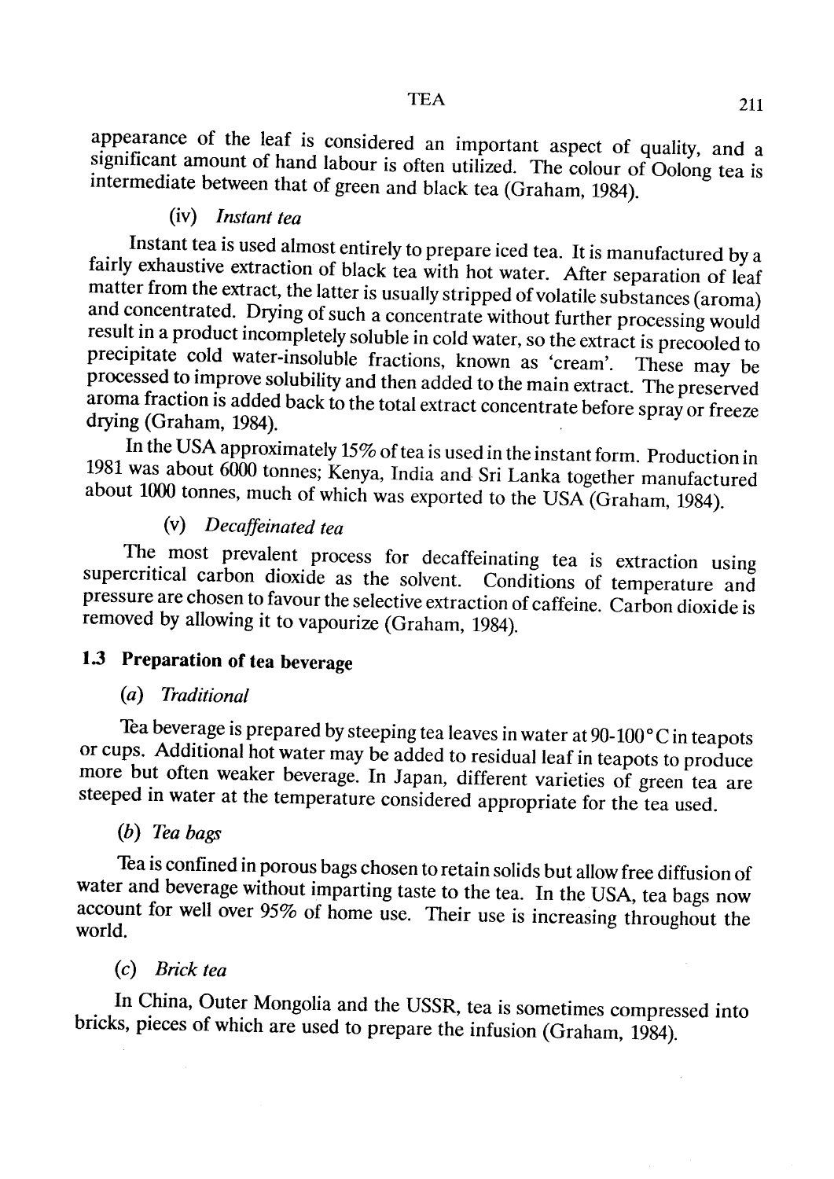appearance of the leaf is considered an important aspect of quality, and a significant amount of hand labour is often utilized. The colour of Oolong tea is intermediate between that of green and black tea (Graham, 1984).

(iv) *Instant tea*

Instant tea is used almost entirely to prepare iced tea. It is manufactured by a fairly exhaustive extraction of black tea with hot water. After separation of leaf matter from the extract, the latter is usually stripped of volatile substances (aroma) and concentrated. Drying of such a concentrate without further processing would result in a product incompletely soluble in cold water, so the extract is precooled to precipitate cold water-insoluble fractions, known as 'cream'. These may be processed to improve solubility and then added to the main extract. The preserved aroma fraction is added back to the total extract concentrate before spray or freeze drying (Graham, 1984).

In the USA approximately 15% of tea is used in the instant form. Production in 1981 was about 6000 tonnes; Kenya, India and Sri Lanka together manufactured about 1000 tonnes, much of which was exported to the USA (Graham, 1984).

(v) *Decaffeinated tea*

The most prevalent process for decaffeinating tea is extraction using supercritical carbon dioxide as the solvent. Conditions of temperature and pressure are chosen to favour the selective extraction of caffeine. Carbon dioxide is removed by allowing it to vapourize (Graham, 1984).

## 1.3 Preparation of tea beverage

(*a*) *Traditional*

Tea beverage is prepared by steeping tea leaves in water at 90-100 °C in teapots or cups. Additional hot water may be added to residual leaf in teapots to produce more but often weaker beverage. In Japan, different varieties of green tea are steeped in water at the temperature considered appropriate for the tea used.

(*b*) *Tea bags*

Tea is confined in porous bags chosen to retain solids but allow free diffusion of water and beverage without imparting taste to the tea. In the USA, tea bags now account for well over 95% of home use. Their use is increasing throughout the world.

(*c*) *Brick tea*

In China, Outer Mongolia and the USSR, tea is sometimes compressed into bricks, pieces of which are used to prepare the infusion (Graham, 1984).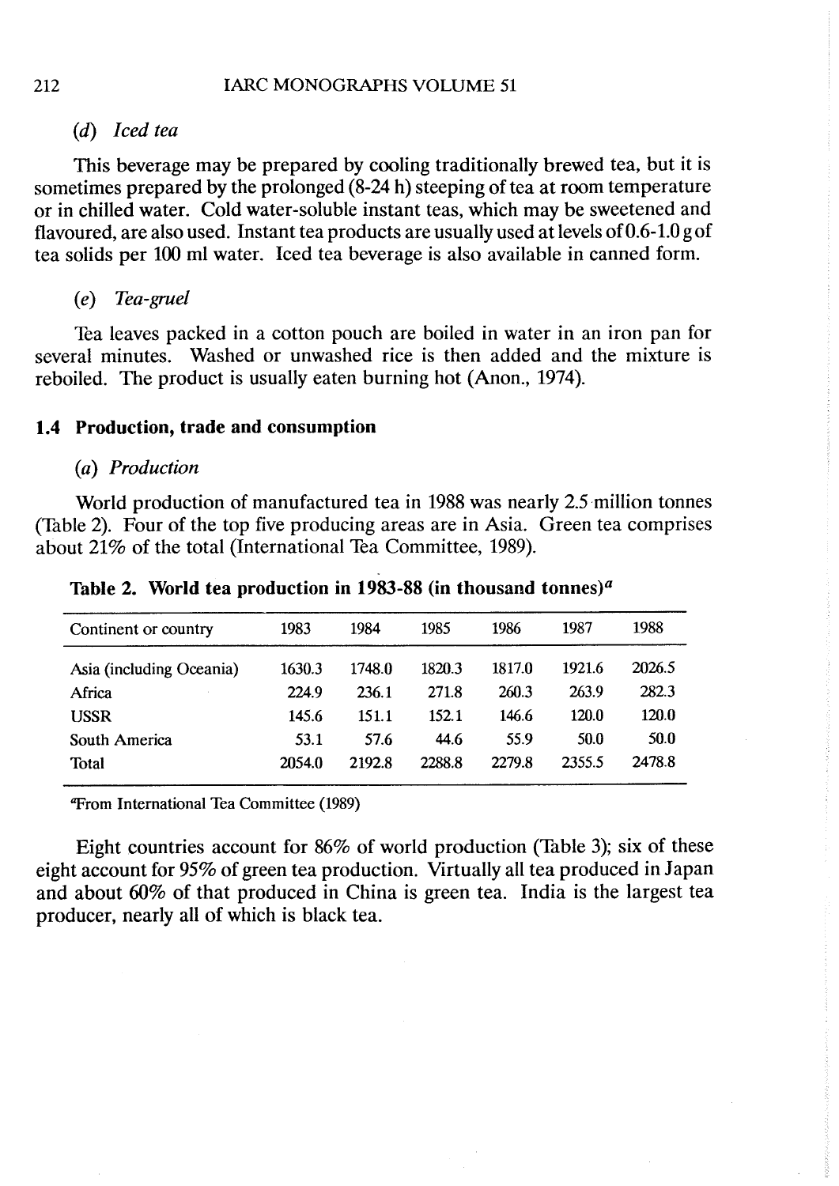*(d) Iced tea*

This beverage may be prepared by cooling traditionally brewed tea, but it is sometimes prepared by the prolonged (8-24 h) steeping of tea at room temperature or in chilled water. Cold water-soluble instant teas, which may be sweetened and flavoured, are also used. Instant tea products are usually used at levels of 0.6-1.0 g of tea solids per 100 ml water. Iced tea beverage is also available in canned form.

*(e) Tea-gruel*

Tea leaves packed in a cotton pouch are boiled in water in an iron pan for several minutes. Washed or unwashed rice is then added and the mixture is reboiled. The product is usually eaten burning hot (Anon., 1974).

### 1.4 Production, trade and consumption

*(a) Production*

World production of manufactured tea in 1988 was nearly 2.5 million tonnes (Table 2). Four of the top five producing areas are in Asia. Green tea comprises about 21% of the total (International Tea Committee, 1989).

**Table 2. World tea production in 1983-88 (in thousand tonnes)[a]**

| Continent or country | 1983 | 1984 | 1985 | 1986 | 1987 | 1988 |
|---|---|---|---|---|---|---|
| Asia (including Oceania) | 1630.3 | 1748.0 | 1820.3 | 1817.0 | 1921.6 | 2026.5 |
| Africa | 224.9 | 236.1 | 271.8 | 260.3 | 263.9 | 282.3 |
| USSR | 145.6 | 151.1 | 152.1 | 146.6 | 120.0 | 120.0 |
| South America | 53.1 | 57.6 | 44.6 | 55.9 | 50.0 | 50.0 |
| Total | 2054.0 | 2192.8 | 2288.8 | 2279.8 | 2355.5 | 2478.8 |

[a]From International Tea Committee (1989)

Eight countries account for 86% of world production (Table 3); six of these eight account for 95% of green tea production. Virtually all tea produced in Japan and about 60% of that produced in China is green tea. India is the largest tea producer, nearly all of which is black tea.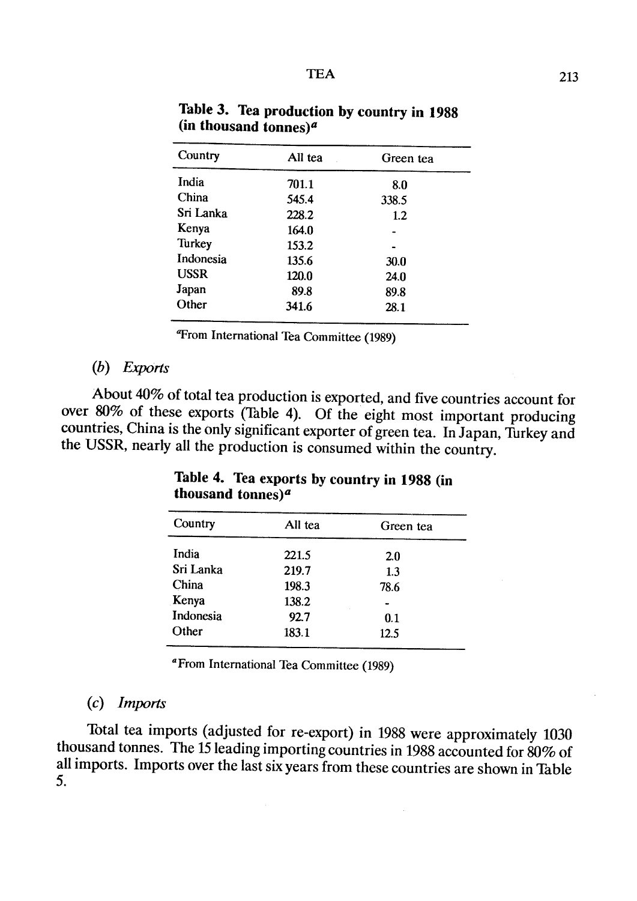**Table 3. Tea production by country in 1988 (in thousand tonnes)[a]**

| Country | All tea | Green tea |
|---|---|---|
| India | 701.1 | 8.0 |
| China | 545.4 | 338.5 |
| Sri Lanka | 228.2 | 1.2 |
| Kenya | 164.0 | - |
| Turkey | 153.2 | - |
| Indonesia | 135.6 | 30.0 |
| USSR | 120.0 | 24.0 |
| Japan | 89.8 | 89.8 |
| Other | 341.6 | 28.1 |

[a]From International Tea Committee (1989)

### (b) *Exports*

About 40% of total tea production is exported, and five countries account for over 80% of these exports (Table 4). Of the eight most important producing countries, China is the only significant exporter of green tea. In Japan, Turkey and the USSR, nearly all the production is consumed within the country.

**Table 4. Tea exports by country in 1988 (in thousand tonnes)[a]**

| Country | All tea | Green tea |
|---|---|---|
| India | 221.5 | 2.0 |
| Sri Lanka | 219.7 | 1.3 |
| China | 198.3 | 78.6 |
| Kenya | 138.2 | - |
| Indonesia | 92.7 | 0.1 |
| Other | 183.1 | 12.5 |

[a]From International Tea Committee (1989)

### (c) *Imports*

Total tea imports (adjusted for re-export) in 1988 were approximately 1030 thousand tonnes. The 15 leading importing countries in 1988 accounted for 80% of all imports. Imports over the last six years from these countries are shown in Table 5.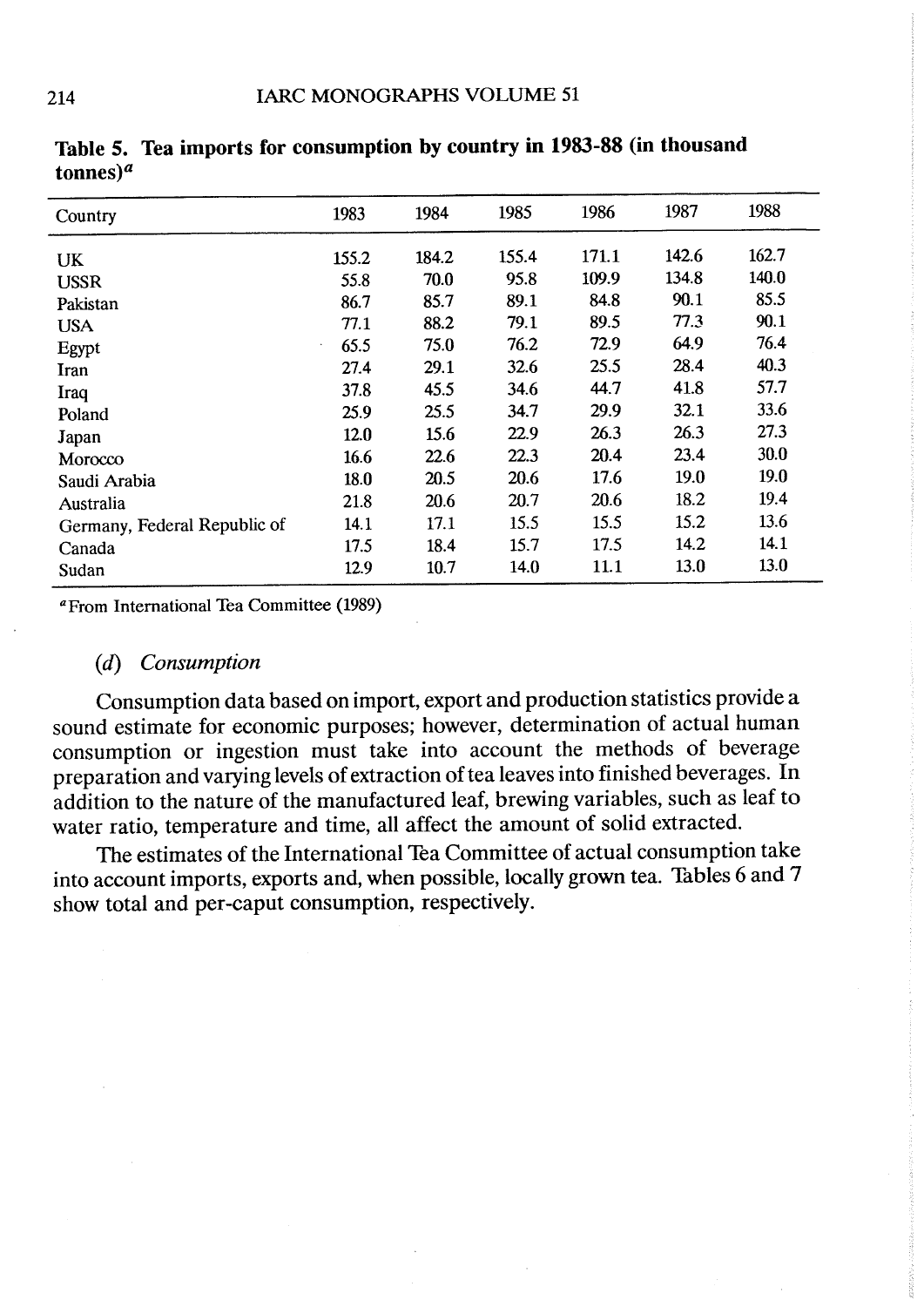**Table 5. Tea imports for consumption by country in 1983-88 (in thousand tonnes)[a]**

| Country | 1983 | 1984 | 1985 | 1986 | 1987 | 1988 |
|---|---|---|---|---|---|---|
| UK | 155.2 | 184.2 | 155.4 | 171.1 | 142.6 | 162.7 |
| USSR | 55.8 | 70.0 | 95.8 | 109.9 | 134.8 | 140.0 |
| Pakistan | 86.7 | 85.7 | 89.1 | 84.8 | 90.1 | 85.5 |
| USA | 77.1 | 88.2 | 79.1 | 89.5 | 77.3 | 90.1 |
| Egypt | 65.5 | 75.0 | 76.2 | 72.9 | 64.9 | 76.4 |
| Iran | 27.4 | 29.1 | 32.6 | 25.5 | 28.4 | 40.3 |
| Iraq | 37.8 | 45.5 | 34.6 | 44.7 | 41.8 | 57.7 |
| Poland | 25.9 | 25.5 | 34.7 | 29.9 | 32.1 | 33.6 |
| Japan | 12.0 | 15.6 | 22.9 | 26.3 | 26.3 | 27.3 |
| Morocco | 16.6 | 22.6 | 22.3 | 20.4 | 23.4 | 30.0 |
| Saudi Arabia | 18.0 | 20.5 | 20.6 | 17.6 | 19.0 | 19.0 |
| Australia | 21.8 | 20.6 | 20.7 | 20.6 | 18.2 | 19.4 |
| Germany, Federal Republic of | 14.1 | 17.1 | 15.5 | 15.5 | 15.2 | 13.6 |
| Canada | 17.5 | 18.4 | 15.7 | 17.5 | 14.2 | 14.1 |
| Sudan | 12.9 | 10.7 | 14.0 | 11.1 | 13.0 | 13.0 |

[a] From International Tea Committee (1989)

### (d) *Consumption*

Consumption data based on import, export and production statistics provide a sound estimate for economic purposes; however, determination of actual human consumption or ingestion must take into account the methods of beverage preparation and varying levels of extraction of tea leaves into finished beverages. In addition to the nature of the manufactured leaf, brewing variables, such as leaf to water ratio, temperature and time, all affect the amount of solid extracted.

The estimates of the International Tea Committee of actual consumption take into account imports, exports and, when possible, locally grown tea. Tables 6 and 7 show total and per-caput consumption, respectively.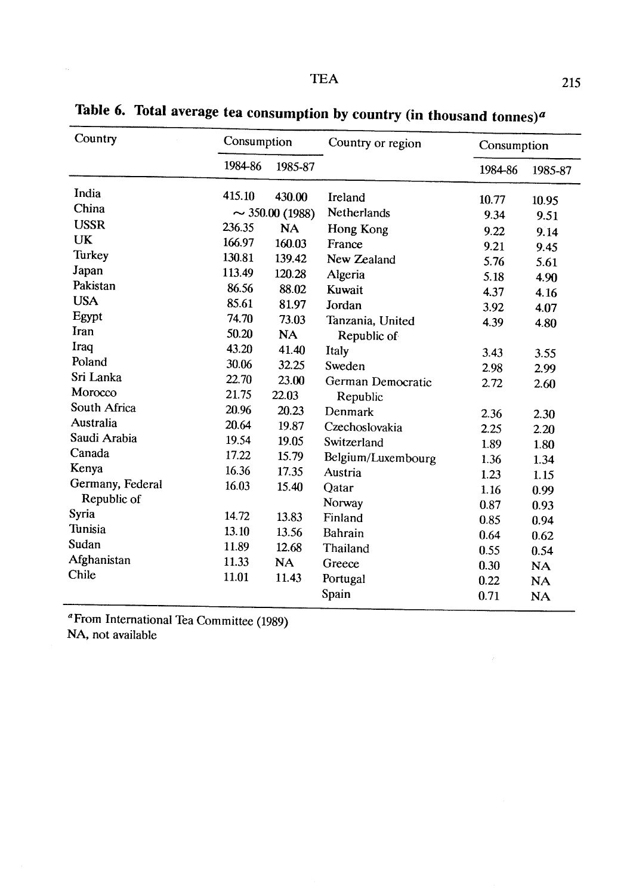**Table 6. Total average tea consumption by country (in thousand tonnes)[a]**

| Country | Consumption | | Country or region | Consumption | |
|---|---|---|---|---|---|
| | 1984-86 | 1985-87 | | 1984-86 | 1985-87 |
| India | 415.10 | 430.00 | Ireland | 10.77 | 10.95 |
| China | ~ 350.00 (1988) | | Netherlands | 9.34 | 9.51 |
| USSR | 236.35 | NA | Hong Kong | 9.22 | 9.14 |
| UK | 166.97 | 160.03 | France | 9.21 | 9.45 |
| Turkey | 130.81 | 139.42 | New Zealand | 5.76 | 5.61 |
| Japan | 113.49 | 120.28 | Algeria | 5.18 | 4.90 |
| Pakistan | 86.56 | 88.02 | Kuwait | 4.37 | 4.16 |
| USA | 85.61 | 81.97 | Jordan | 3.92 | 4.07 |
| Egypt | 74.70 | 73.03 | Tanzania, United Republic of | 4.39 | 4.80 |
| Iran | 50.20 | NA | Italy | 3.43 | 3.55 |
| Iraq | 43.20 | 41.40 | Sweden | 2.98 | 2.99 |
| Poland | 30.06 | 32.25 | German Democratic Republic | 2.72 | 2.60 |
| Sri Lanka | 22.70 | 23.00 | Denmark | 2.36 | 2.30 |
| Morocco | 21.75 | 22.03 | Czechoslovakia | 2.25 | 2.20 |
| South Africa | 20.96 | 20.23 | Switzerland | 1.89 | 1.80 |
| Australia | 20.64 | 19.87 | Belgium/Luxembourg | 1.36 | 1.34 |
| Saudi Arabia | 19.54 | 19.05 | Austria | 1.23 | 1.15 |
| Canada | 17.22 | 15.79 | Qatar | 1.16 | 0.99 |
| Kenya | 16.36 | 17.35 | Norway | 0.87 | 0.93 |
| Germany, Federal Republic of | 16.03 | 15.40 | Finland | 0.85 | 0.94 |
| Syria | 14.72 | 13.83 | Bahrain | 0.64 | 0.62 |
| Tunisia | 13.10 | 13.56 | Thailand | 0.55 | 0.54 |
| Sudan | 11.89 | 12.68 | Greece | 0.30 | NA |
| Afghanistan | 11.33 | NA | Portugal | 0.22 | NA |
| Chile | 11.01 | 11.43 | Spain | 0.71 | NA |

[a] From International Tea Committee (1989)
NA, not available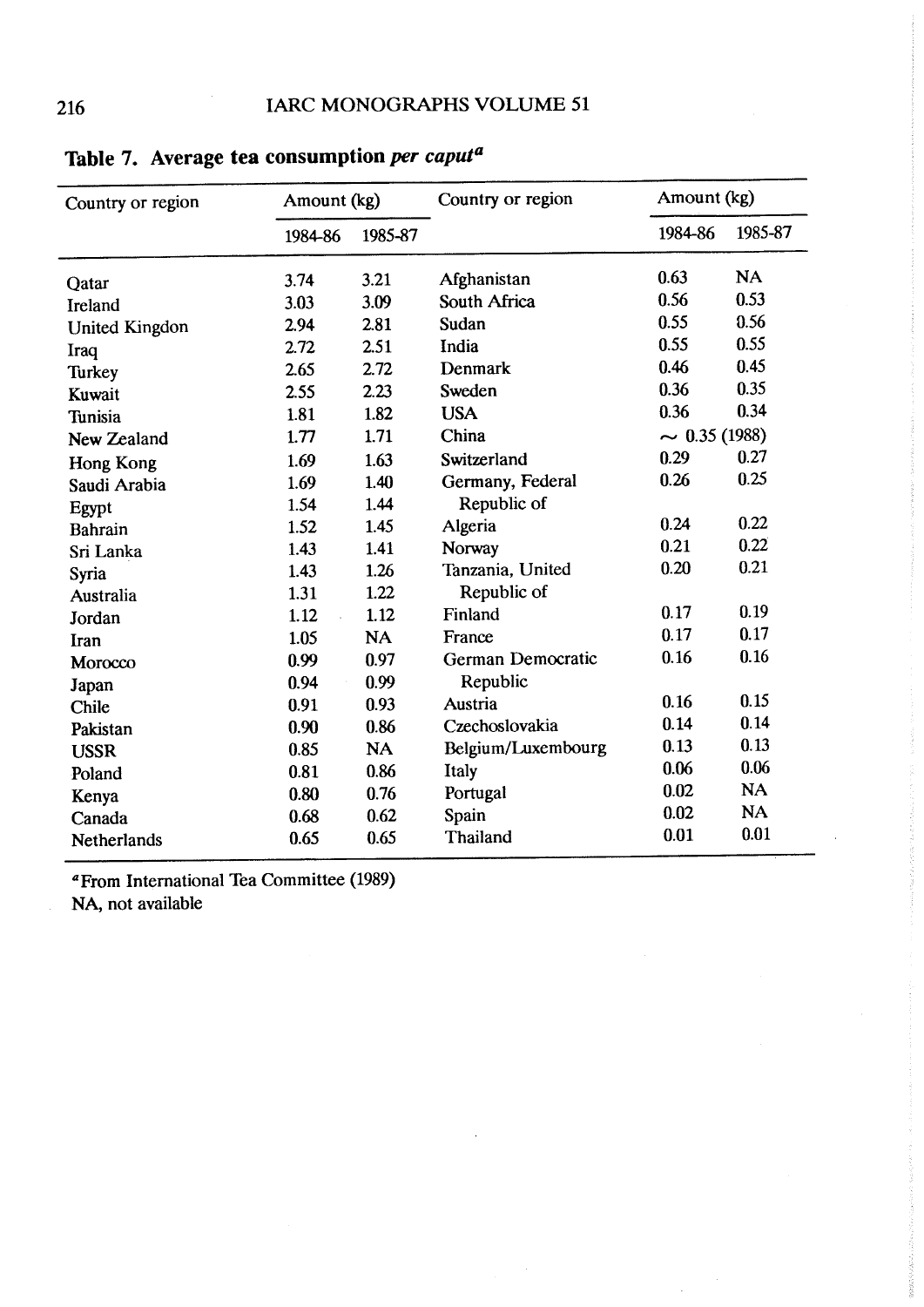**Table 7. Average tea consumption *per caput*[a]**

| Country or region | Amount (kg) | | Country or region | Amount (kg) | |
|---|---|---|---|---|---|
| | 1984-86 | 1985-87 | | 1984-86 | 1985-87 |
| Qatar | 3.74 | 3.21 | Afghanistan | 0.63 | NA |
| Ireland | 3.03 | 3.09 | South Africa | 0.56 | 0.53 |
| United Kingdon | 2.94 | 2.81 | Sudan | 0.55 | 0.56 |
| Iraq | 2.72 | 2.51 | India | 0.55 | 0.55 |
| Turkey | 2.65 | 2.72 | Denmark | 0.46 | 0.45 |
| Kuwait | 2.55 | 2.23 | Sweden | 0.36 | 0.35 |
| Tunisia | 1.81 | 1.82 | USA | 0.36 | 0.34 |
| New Zealand | 1.77 | 1.71 | China | ~ 0.35 (1988) | |
| Hong Kong | 1.69 | 1.63 | Switzerland | 0.29 | 0.27 |
| Saudi Arabia | 1.69 | 1.40 | Germany, Federal Republic of | 0.26 | 0.25 |
| Egypt | 1.54 | 1.44 | | | |
| Bahrain | 1.52 | 1.45 | Algeria | 0.24 | 0.22 |
| Sri Lanka | 1.43 | 1.41 | Norway | 0.21 | 0.22 |
| Syria | 1.43 | 1.26 | Tanzania, United Republic of | 0.20 | 0.21 |
| Australia | 1.31 | 1.22 | | | |
| Jordan | 1.12 | 1.12 | Finland | 0.17 | 0.19 |
| Iran | 1.05 | NA | France | 0.17 | 0.17 |
| Morocco | 0.99 | 0.97 | German Democratic Republic | 0.16 | 0.16 |
| Japan | 0.94 | 0.99 | | | |
| Chile | 0.91 | 0.93 | Austria | 0.16 | 0.15 |
| Pakistan | 0.90 | 0.86 | Czechoslovakia | 0.14 | 0.14 |
| USSR | 0.85 | NA | Belgium/Luxembourg | 0.13 | 0.13 |
| Poland | 0.81 | 0.86 | Italy | 0.06 | 0.06 |
| Kenya | 0.80 | 0.76 | Portugal | 0.02 | NA |
| Canada | 0.68 | 0.62 | Spain | 0.02 | NA |
| Netherlands | 0.65 | 0.65 | Thailand | 0.01 | 0.01 |

[a]From International Tea Committee (1989)
NA, not available